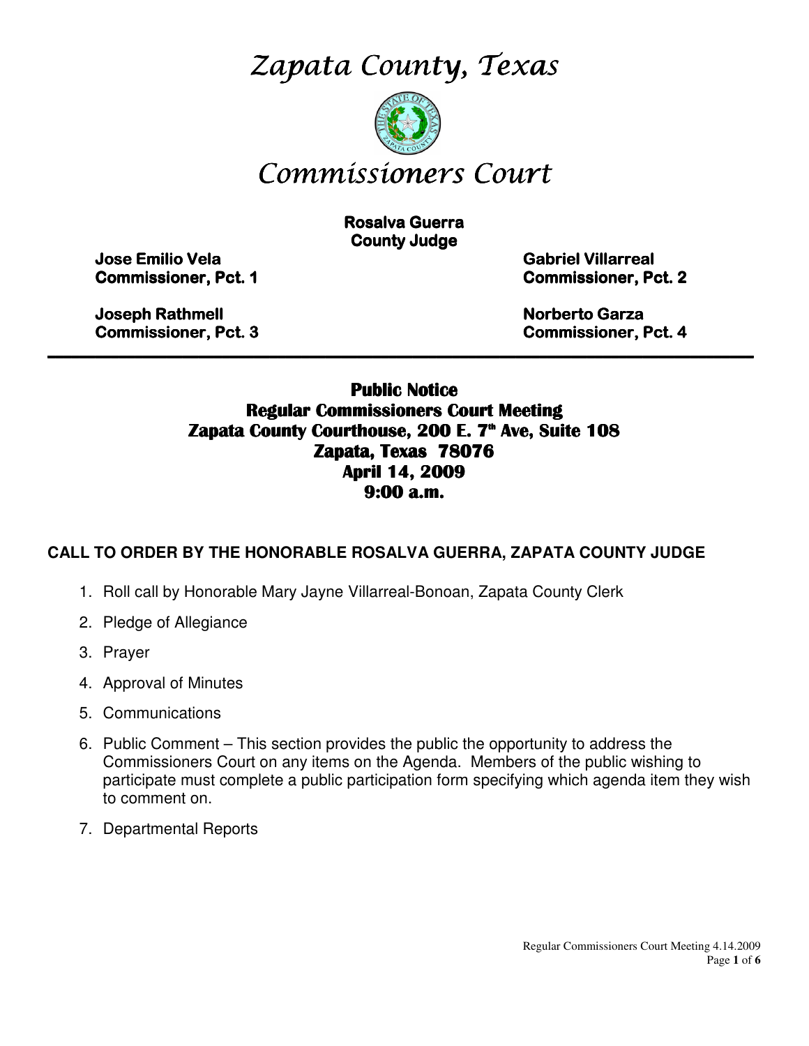# Zapata County, Texas

# Commissioners Court

**Rosalva Guerra**
**County Judge**

**Jose Emilio Vela**
**Commissioner, Pct. 1**

**Gabriel Villarreal**
**Commissioner, Pct. 2**

**Joseph Rathmell**
**Commissioner, Pct. 3**

**Norberto Garza**
**Commissioner, Pct. 4**

---

## Public Notice
## Regular Commissioners Court Meeting
## Zapata County Courthouse, 200 E. 7th Ave, Suite 108
## Zapata, Texas 78076
## April 14, 2009
## 9:00 a.m.

**CALL TO ORDER BY THE HONORABLE ROSALVA GUERRA, ZAPATA COUNTY JUDGE**

1. Roll call by Honorable Mary Jayne Villarreal-Bonoan, Zapata County Clerk
2. Pledge of Allegiance
3. Prayer
4. Approval of Minutes
5. Communications
6. Public Comment – This section provides the public the opportunity to address the Commissioners Court on any items on the Agenda. Members of the public wishing to participate must complete a public participation form specifying which agenda item they wish to comment on.
7. Departmental Reports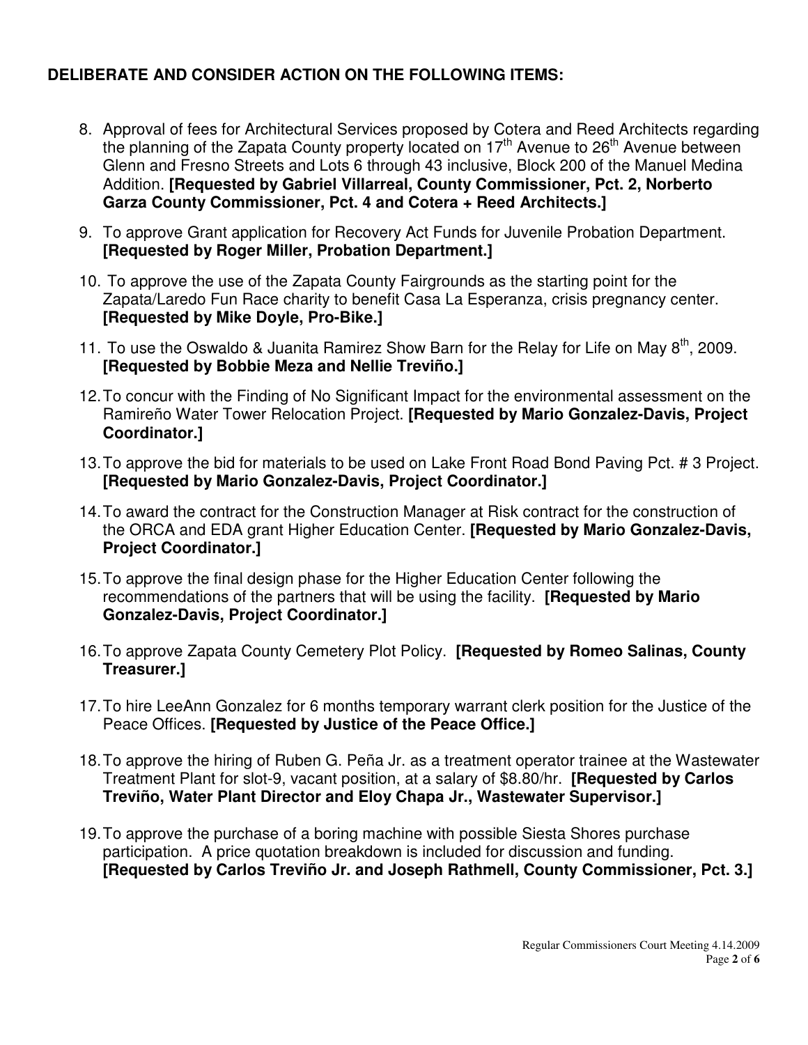**DELIBERATE AND CONSIDER ACTION ON THE FOLLOWING ITEMS:**

8. Approval of fees for Architectural Services proposed by Cotera and Reed Architects regarding the planning of the Zapata County property located on 17th Avenue to 26th Avenue between Glenn and Fresno Streets and Lots 6 through 43 inclusive, Block 200 of the Manuel Medina Addition. **[Requested by Gabriel Villarreal, County Commissioner, Pct. 2, Norberto Garza County Commissioner, Pct. 4 and Cotera + Reed Architects.]**

9. To approve Grant application for Recovery Act Funds for Juvenile Probation Department. **[Requested by Roger Miller, Probation Department.]**

10. To approve the use of the Zapata County Fairgrounds as the starting point for the Zapata/Laredo Fun Race charity to benefit Casa La Esperanza, crisis pregnancy center. **[Requested by Mike Doyle, Pro-Bike.]**

11. To use the Oswaldo & Juanita Ramirez Show Barn for the Relay for Life on May 8th, 2009. **[Requested by Bobbie Meza and Nellie Treviño.]**

12. To concur with the Finding of No Significant Impact for the environmental assessment on the Ramireño Water Tower Relocation Project. **[Requested by Mario Gonzalez-Davis, Project Coordinator.]**

13. To approve the bid for materials to be used on Lake Front Road Bond Paving Pct. # 3 Project. **[Requested by Mario Gonzalez-Davis, Project Coordinator.]**

14. To award the contract for the Construction Manager at Risk contract for the construction of the ORCA and EDA grant Higher Education Center. **[Requested by Mario Gonzalez-Davis, Project Coordinator.]**

15. To approve the final design phase for the Higher Education Center following the recommendations of the partners that will be using the facility. **[Requested by Mario Gonzalez-Davis, Project Coordinator.]**

16. To approve Zapata County Cemetery Plot Policy. **[Requested by Romeo Salinas, County Treasurer.]**

17. To hire LeeAnn Gonzalez for 6 months temporary warrant clerk position for the Justice of the Peace Offices. **[Requested by Justice of the Peace Office.]**

18. To approve the hiring of Ruben G. Peña Jr. as a treatment operator trainee at the Wastewater Treatment Plant for slot-9, vacant position, at a salary of $8.80/hr. **[Requested by Carlos Treviño, Water Plant Director and Eloy Chapa Jr., Wastewater Supervisor.]**

19. To approve the purchase of a boring machine with possible Siesta Shores purchase participation. A price quotation breakdown is included for discussion and funding. **[Requested by Carlos Treviño Jr. and Joseph Rathmell, County Commissioner, Pct. 3.]**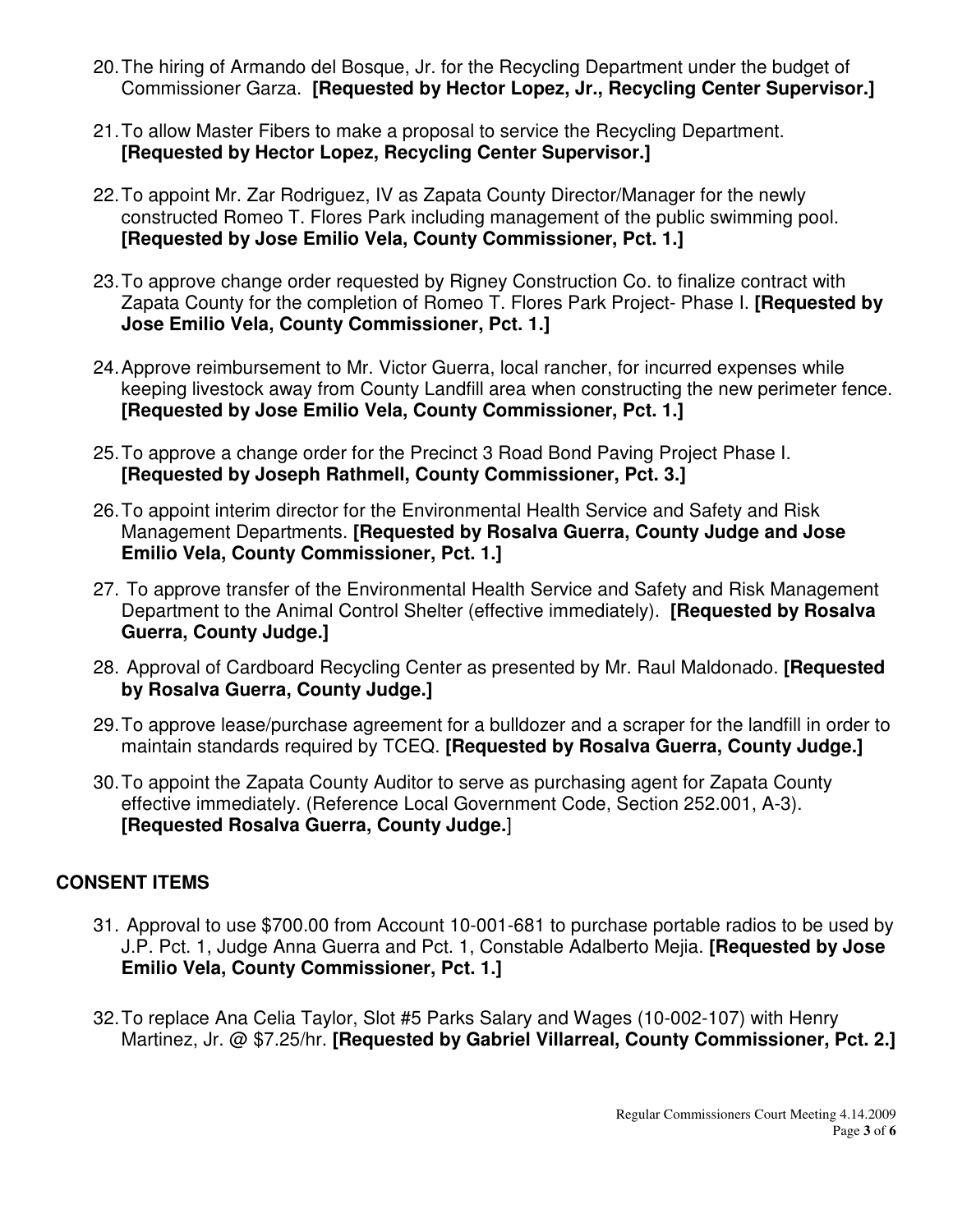20. The hiring of Armando del Bosque, Jr. for the Recycling Department under the budget of Commissioner Garza. **[Requested by Hector Lopez, Jr., Recycling Center Supervisor.]**

21. To allow Master Fibers to make a proposal to service the Recycling Department. **[Requested by Hector Lopez, Recycling Center Supervisor.]**

22. To appoint Mr. Zar Rodriguez, IV as Zapata County Director/Manager for the newly constructed Romeo T. Flores Park including management of the public swimming pool. **[Requested by Jose Emilio Vela, County Commissioner, Pct. 1.]**

23. To approve change order requested by Rigney Construction Co. to finalize contract with Zapata County for the completion of Romeo T. Flores Park Project- Phase I. **[Requested by Jose Emilio Vela, County Commissioner, Pct. 1.]**

24. Approve reimbursement to Mr. Victor Guerra, local rancher, for incurred expenses while keeping livestock away from County Landfill area when constructing the new perimeter fence. **[Requested by Jose Emilio Vela, County Commissioner, Pct. 1.]**

25. To approve a change order for the Precinct 3 Road Bond Paving Project Phase I. **[Requested by Joseph Rathmell, County Commissioner, Pct. 3.]**

26. To appoint interim director for the Environmental Health Service and Safety and Risk Management Departments. **[Requested by Rosalva Guerra, County Judge and Jose Emilio Vela, County Commissioner, Pct. 1.]**

27. To approve transfer of the Environmental Health Service and Safety and Risk Management Department to the Animal Control Shelter (effective immediately). **[Requested by Rosalva Guerra, County Judge.]**

28. Approval of Cardboard Recycling Center as presented by Mr. Raul Maldonado. **[Requested by Rosalva Guerra, County Judge.]**

29. To approve lease/purchase agreement for a bulldozer and a scraper for the landfill in order to maintain standards required by TCEQ. **[Requested by Rosalva Guerra, County Judge.]**

30. To appoint the Zapata County Auditor to serve as purchasing agent for Zapata County effective immediately. (Reference Local Government Code, Section 252.001, A-3). **[Requested Rosalva Guerra, County Judge.**]

## CONSENT ITEMS

31. Approval to use $700.00 from Account 10-001-681 to purchase portable radios to be used by J.P. Pct. 1, Judge Anna Guerra and Pct. 1, Constable Adalberto Mejia. **[Requested by Jose Emilio Vela, County Commissioner, Pct. 1.]**

32. To replace Ana Celia Taylor, Slot #5 Parks Salary and Wages (10-002-107) with Henry Martinez, Jr. @ $7.25/hr. **[Requested by Gabriel Villarreal, County Commissioner, Pct. 2.]**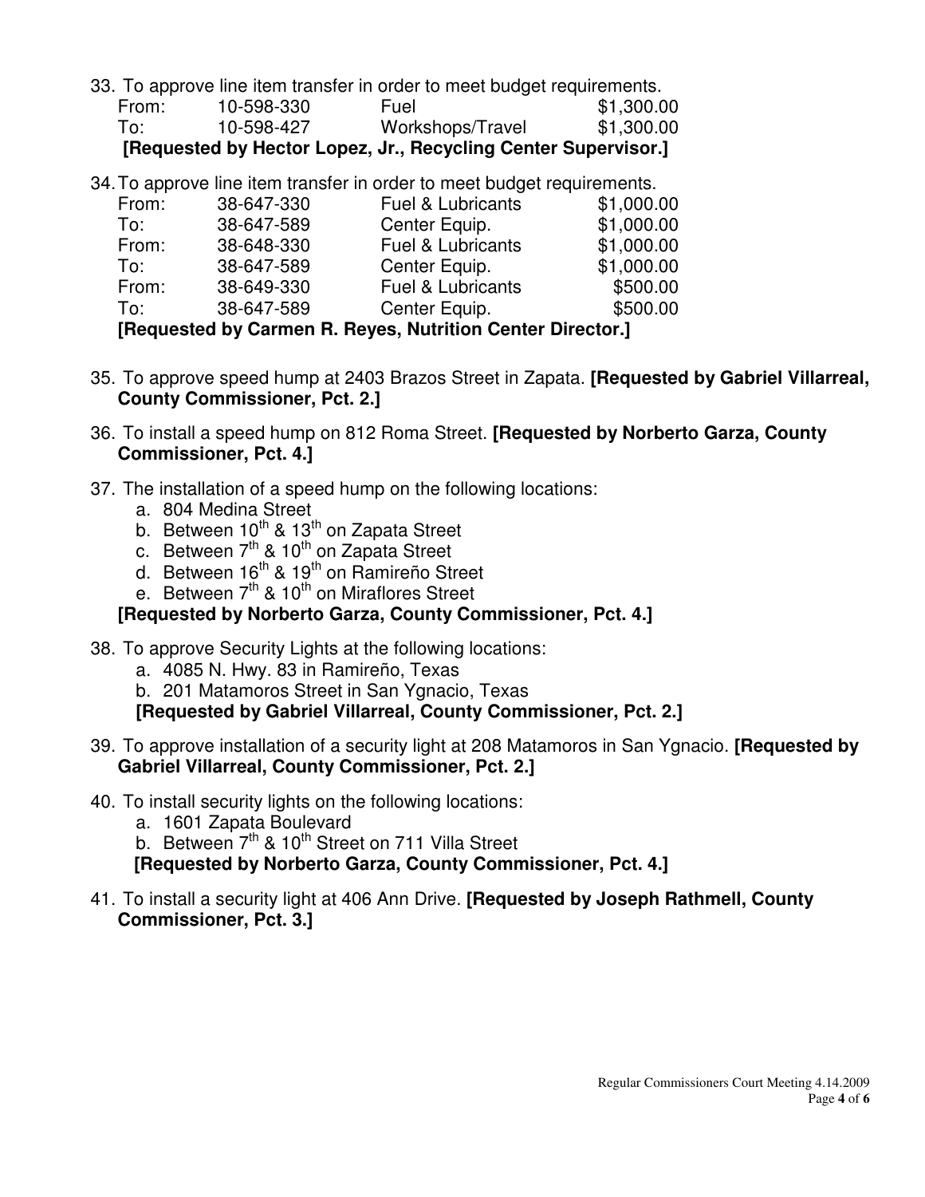33. To approve line item transfer in order to meet budget requirements.

| | | | |
|---|---|---|---|
| From: | 10-598-330 | Fuel | $1,300.00 |
| To: | 10-598-427 | Workshops/Travel | $1,300.00 |

**[Requested by Hector Lopez, Jr., Recycling Center Supervisor.]**

34. To approve line item transfer in order to meet budget requirements.

| | | | |
|---|---|---|---|
| From: | 38-647-330 | Fuel & Lubricants | $1,000.00 |
| To: | 38-647-589 | Center Equip. | $1,000.00 |
| From: | 38-648-330 | Fuel & Lubricants | $1,000.00 |
| To: | 38-647-589 | Center Equip. | $1,000.00 |
| From: | 38-649-330 | Fuel & Lubricants | $500.00 |
| To: | 38-647-589 | Center Equip. | $500.00 |

**[Requested by Carmen R. Reyes, Nutrition Center Director.]**

35. To approve speed hump at 2403 Brazos Street in Zapata. **[Requested by Gabriel Villarreal, County Commissioner, Pct. 2.]**

36. To install a speed hump on 812 Roma Street. **[Requested by Norberto Garza, County Commissioner, Pct. 4.]**

37. The installation of a speed hump on the following locations:
    a. 804 Medina Street
    b. Between 10th & 13th on Zapata Street
    c. Between 7th & 10th on Zapata Street
    d. Between 16th & 19th on Ramireño Street
    e. Between 7th & 10th on Miraflores Street

    **[Requested by Norberto Garza, County Commissioner, Pct. 4.]**

38. To approve Security Lights at the following locations:
    a. 4085 N. Hwy. 83 in Ramireño, Texas
    b. 201 Matamoros Street in San Ygnacio, Texas

    **[Requested by Gabriel Villarreal, County Commissioner, Pct. 2.]**

39. To approve installation of a security light at 208 Matamoros in San Ygnacio. **[Requested by Gabriel Villarreal, County Commissioner, Pct. 2.]**

40. To install security lights on the following locations:
    a. 1601 Zapata Boulevard
    b. Between 7th & 10th Street on 711 Villa Street

    **[Requested by Norberto Garza, County Commissioner, Pct. 4.]**

41. To install a security light at 406 Ann Drive. **[Requested by Joseph Rathmell, County Commissioner, Pct. 3.]**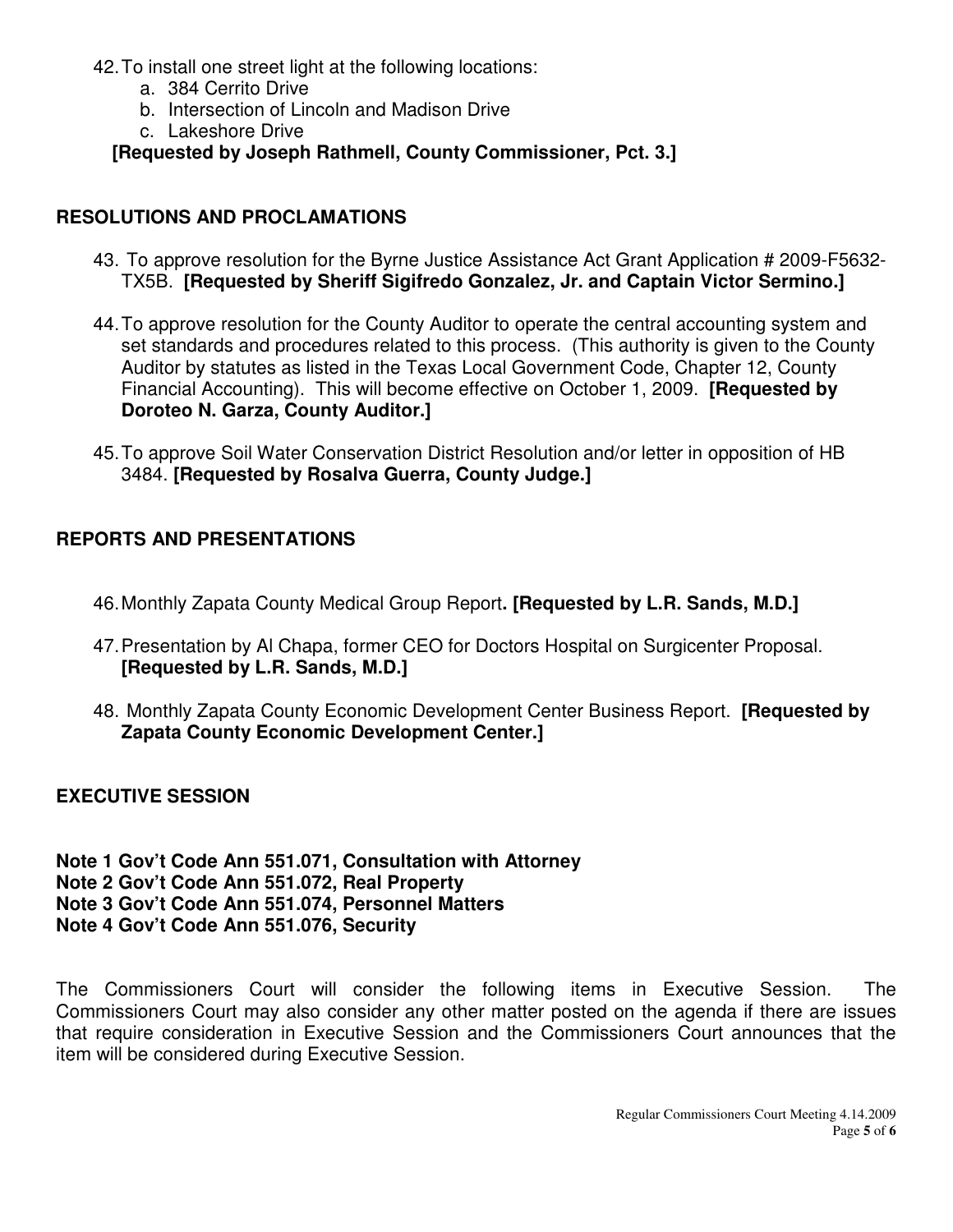42. To install one street light at the following locations:
    a. 384 Cerrito Drive
    b. Intersection of Lincoln and Madison Drive
    c. Lakeshore Drive

   **[Requested by Joseph Rathmell, County Commissioner, Pct. 3.]**

## RESOLUTIONS AND PROCLAMATIONS

43. To approve resolution for the Byrne Justice Assistance Act Grant Application # 2009-F5632-TX5B. **[Requested by Sheriff Sigifredo Gonzalez, Jr. and Captain Victor Sermino.]**

44. To approve resolution for the County Auditor to operate the central accounting system and set standards and procedures related to this process. (This authority is given to the County Auditor by statutes as listed in the Texas Local Government Code, Chapter 12, County Financial Accounting). This will become effective on October 1, 2009. **[Requested by Doroteo N. Garza, County Auditor.]**

45. To approve Soil Water Conservation District Resolution and/or letter in opposition of HB 3484. **[Requested by Rosalva Guerra, County Judge.]**

## REPORTS AND PRESENTATIONS

46. Monthly Zapata County Medical Group Report**. [Requested by L.R. Sands, M.D.]**

47. Presentation by Al Chapa, former CEO for Doctors Hospital on Surgicenter Proposal. **[Requested by L.R. Sands, M.D.]**

48. Monthly Zapata County Economic Development Center Business Report. **[Requested by Zapata County Economic Development Center.]**

## EXECUTIVE SESSION

**Note 1 Gov't Code Ann 551.071, Consultation with Attorney**
**Note 2 Gov't Code Ann 551.072, Real Property**
**Note 3 Gov't Code Ann 551.074, Personnel Matters**
**Note 4 Gov't Code Ann 551.076, Security**

The Commissioners Court will consider the following items in Executive Session. The Commissioners Court may also consider any other matter posted on the agenda if there are issues that require consideration in Executive Session and the Commissioners Court announces that the item will be considered during Executive Session.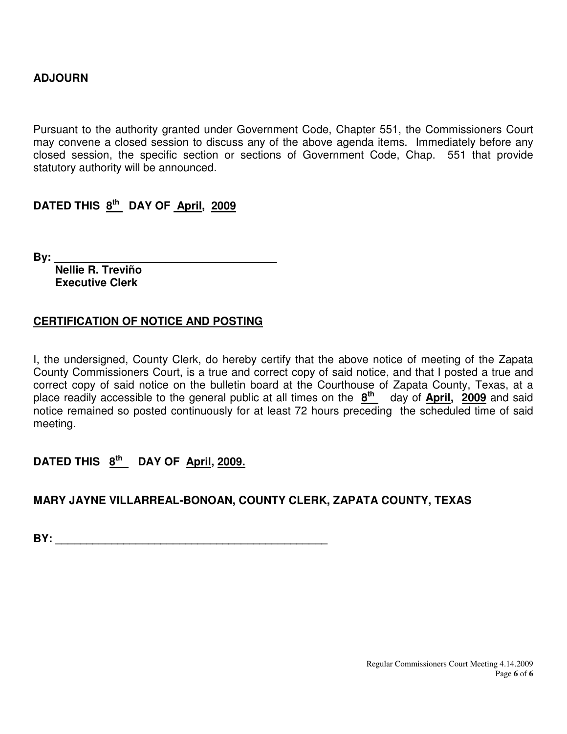**ADJOURN**

Pursuant to the authority granted under Government Code, Chapter 551, the Commissioners Court may convene a closed session to discuss any of the above agenda items. Immediately before any closed session, the specific section or sections of Government Code, Chap. 551 that provide statutory authority will be announced.

**DATED THIS 8th DAY OF April, 2009**

**By: ______________________________________**
**Nellie R. Treviño**
**Executive Clerk**

**CERTIFICATION OF NOTICE AND POSTING**

I, the undersigned, County Clerk, do hereby certify that the above notice of meeting of the Zapata County Commissioners Court, is a true and correct copy of said notice, and that I posted a true and correct copy of said notice on the bulletin board at the Courthouse of Zapata County, Texas, at a place readily accessible to the general public at all times on the **8th** day of **April, 2009** and said notice remained so posted continuously for at least 72 hours preceding the scheduled time of said meeting.

**DATED THIS 8th DAY OF April, 2009.**

**MARY JAYNE VILLARREAL-BONOAN, COUNTY CLERK, ZAPATA COUNTY, TEXAS**

**BY: ______________________________________________**